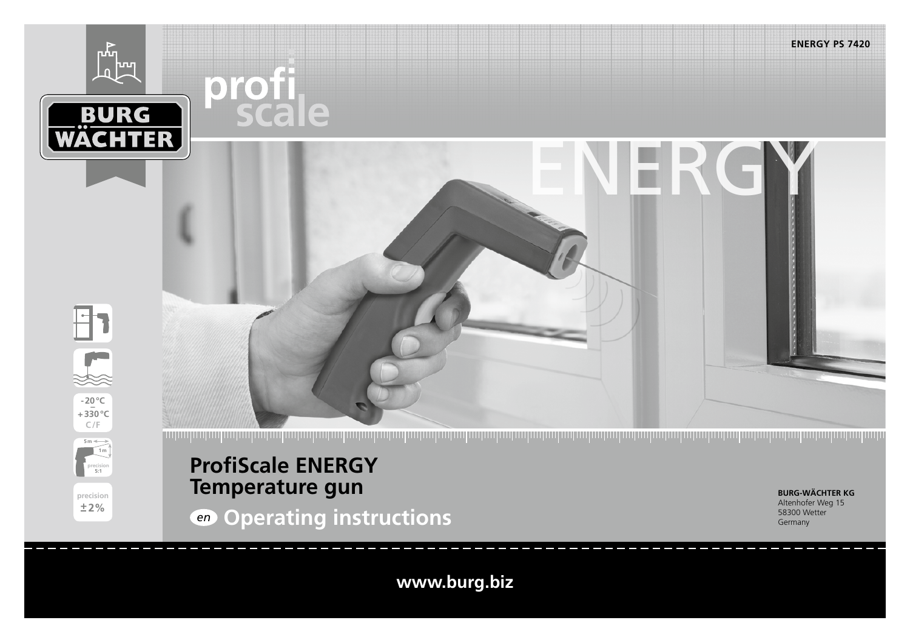ENERGY PS 7420

BURG WÄCHTER

profi scale

ENERGY

-20°C – +330°C C/F

5 m 1 m precision 5:1

precision ±2%

# ProfiScale ENERGY Temperature gun

## en Operating instructions

**BURG-WÄCHTER KG**
Altenhofer Weg 15
58300 Wetter
Germany

**www.burg.biz**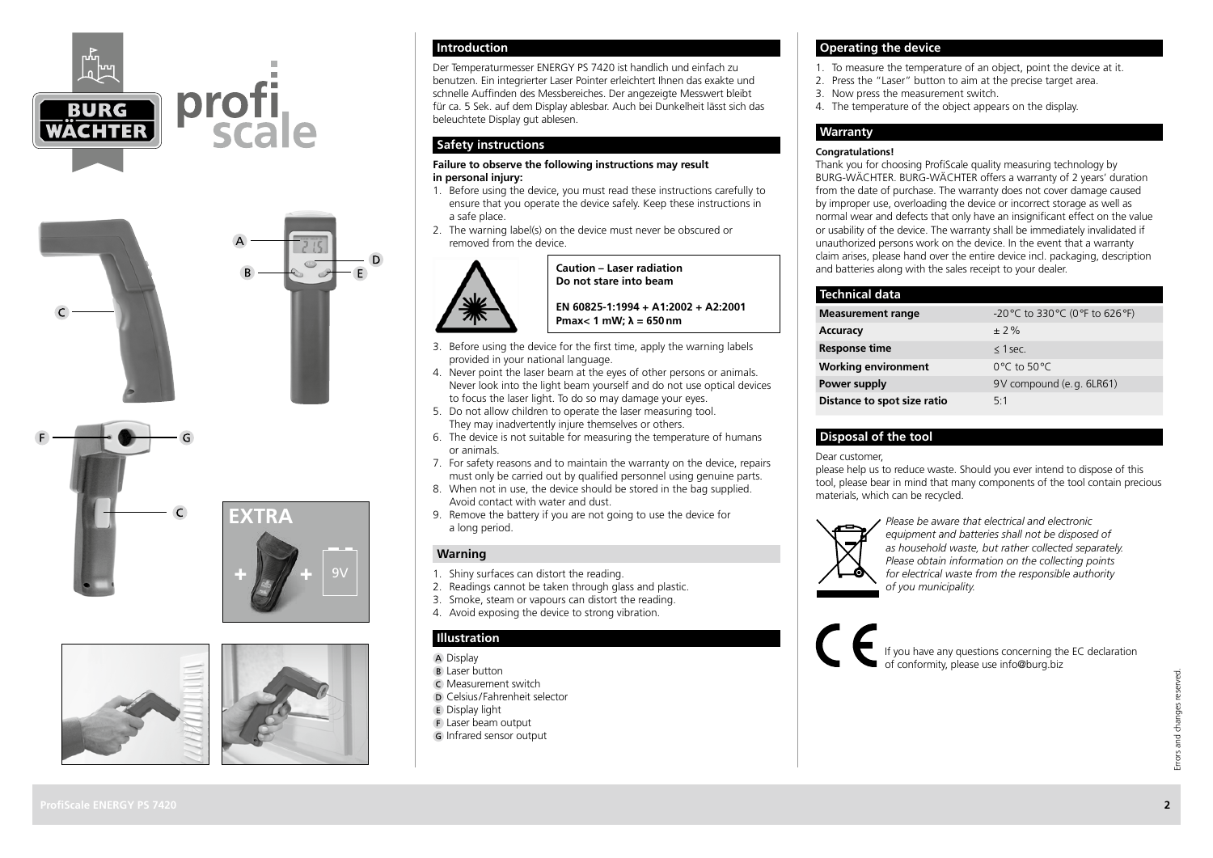## Introduction

Der Temperaturmesser ENERGY PS 7420 ist handlich und einfach zu benutzen. Ein integrierter Laser Pointer erleichtert Ihnen das exakte und schnelle Auffinden des Messbereiches. Der angezeigte Messwert bleibt für ca. 5 Sek. auf dem Display ablesbar. Auch bei Dunkelheit lässt sich das beleuchtete Display gut ablesen.

## Safety instructions

**Failure to observe the following instructions may result in personal injury:**

1. Before using the device, you must read these instructions carefully to ensure that you operate the device safely. Keep these instructions in a safe place.
2. The warning label(s) on the device must never be obscured or removed from the device.

**Caution – Laser radiation**
**Do not stare into beam**

**EN 60825-1:1994 + A1:2002 + A2:2001**
**Pmax< 1 mW; λ = 650 nm**

3. Before using the device for the first time, apply the warning labels provided in your national language.
4. Never point the laser beam at the eyes of other persons or animals. Never look into the light beam yourself and do not use optical devices to focus the laser light. To do so may damage your eyes.
5. Do not allow children to operate the laser measuring tool. They may inadvertently injure themselves or others.
6. The device is not suitable for measuring the temperature of humans or animals.
7. For safety reasons and to maintain the warranty on the device, repairs must only be carried out by qualified personnel using genuine parts.
8. When not in use, the device should be stored in the bag supplied. Avoid contact with water and dust.
9. Remove the battery if you are not going to use the device for a long period.

## Warning

1. Shiny surfaces can distort the reading.
2. Readings cannot be taken through glass and plastic.
3. Smoke, steam or vapours can distort the reading.
4. Avoid exposing the device to strong vibration.

## Illustration

- A Display
- B Laser button
- C Measurement switch
- D Celsius/Fahrenheit selector
- E Display light
- F Laser beam output
- G Infrared sensor output

## Operating the device

1. To measure the temperature of an object, point the device at it.
2. Press the "Laser" button to aim at the precise target area.
3. Now press the measurement switch.
4. The temperature of the object appears on the display.

## Warranty

**Congratulations!**

Thank you for choosing ProfiScale quality measuring technology by BURG-WÄCHTER. BURG-WÄCHTER offers a warranty of 2 years' duration from the date of purchase. The warranty does not cover damage caused by improper use, overloading the device or incorrect storage as well as normal wear and defects that only have an insignificant effect on the value or usability of the device. The warranty shall be immediately invalidated if unauthorized persons work on the device. In the event that a warranty claim arises, please hand over the entire device incl. packaging, description and batteries along with the sales receipt to your dealer.

## Technical data

| | |
|---|---|
| **Measurement range** | -20 °C to 330 °C (0 °F to 626 °F) |
| **Accuracy** | ± 2 % |
| **Response time** | ≤ 1 sec. |
| **Working environment** | 0 °C to 50 °C |
| **Power supply** | 9 V compound (e. g. 6LR61) |
| **Distance to spot size ratio** | 5:1 |

## Disposal of the tool

Dear customer,

please help us to reduce waste. Should you ever intend to dispose of this tool, please bear in mind that many components of the tool contain precious materials, which can be recycled.

*Please be aware that electrical and electronic equipment and batteries shall not be disposed of as household waste, but rather collected separately. Please obtain information on the collecting points for electrical waste from the responsible authority of you municipality.*

If you have any questions concerning the EC declaration of conformity, please use info@burg.biz

Errors and changes reserved.